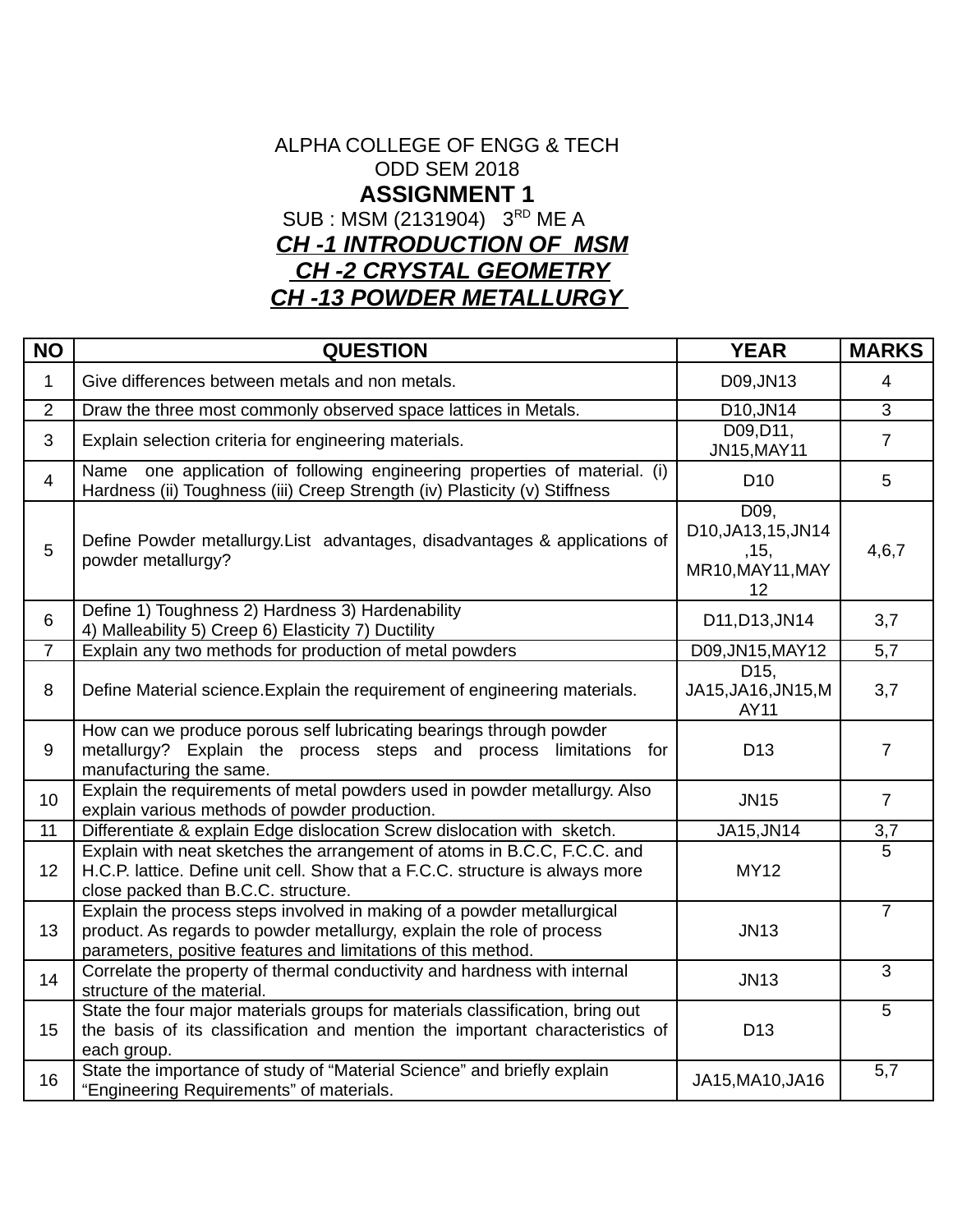ALPHA COLLEGE OF ENGG & TECH

ODD SEM 2018

# ASSIGNMENT 1

SUB : MSM (2131904) 3RD ME A

***CH -1 INTRODUCTION OF MSM***

***CH -2 CRYSTAL GEOMETRY***

***CH -13 POWDER METALLURGY***

| NO | QUESTION | YEAR | MARKS |
|---|---|---|---|
| 1 | Give differences between metals and non metals. | D09,JN13 | 4 |
| 2 | Draw the three most commonly observed space lattices in Metals. | D10,JN14 | 3 |
| 3 | Explain selection criteria for engineering materials. | D09,D11, JN15,MAY11 | 7 |
| 4 | Name one application of following engineering properties of material. (i) Hardness (ii) Toughness (iii) Creep Strength (iv) Plasticity (v) Stiffness | D10 | 5 |
| 5 | Define Powder metallurgy.List advantages, disadvantages & applications of powder metallurgy? | D09, D10,JA13,15,JN14,15, MR10,MAY11,MAY12 | 4,6,7 |
| 6 | Define 1) Toughness 2) Hardness 3) Hardenability 4) Malleability 5) Creep 6) Elasticity 7) Ductility | D11,D13,JN14 | 3,7 |
| 7 | Explain any two methods for production of metal powders | D09,JN15,MAY12 | 5,7 |
| 8 | Define Material science.Explain the requirement of engineering materials. | D15, JA15,JA16,JN15,MAY11 | 3,7 |
| 9 | How can we produce porous self lubricating bearings through powder metallurgy? Explain the process steps and process limitations for manufacturing the same. | D13 | 7 |
| 10 | Explain the requirements of metal powders used in powder metallurgy. Also explain various methods of powder production. | JN15 | 7 |
| 11 | Differentiate & explain Edge dislocation Screw dislocation with sketch. | JA15,JN14 | 3,7 |
| 12 | Explain with neat sketches the arrangement of atoms in B.C.C, F.C.C. and H.C.P. lattice. Define unit cell. Show that a F.C.C. structure is always more close packed than B.C.C. structure. | MY12 | 5 |
| 13 | Explain the process steps involved in making of a powder metallurgical product. As regards to powder metallurgy, explain the role of process parameters, positive features and limitations of this method. | JN13 | 7 |
| 14 | Correlate the property of thermal conductivity and hardness with internal structure of the material. | JN13 | 3 |
| 15 | State the four major materials groups for materials classification, bring out the basis of its classification and mention the important characteristics of each group. | D13 | 5 |
| 16 | State the importance of study of "Material Science" and briefly explain "Engineering Requirements" of materials. | JA15,MA10,JA16 | 5,7 |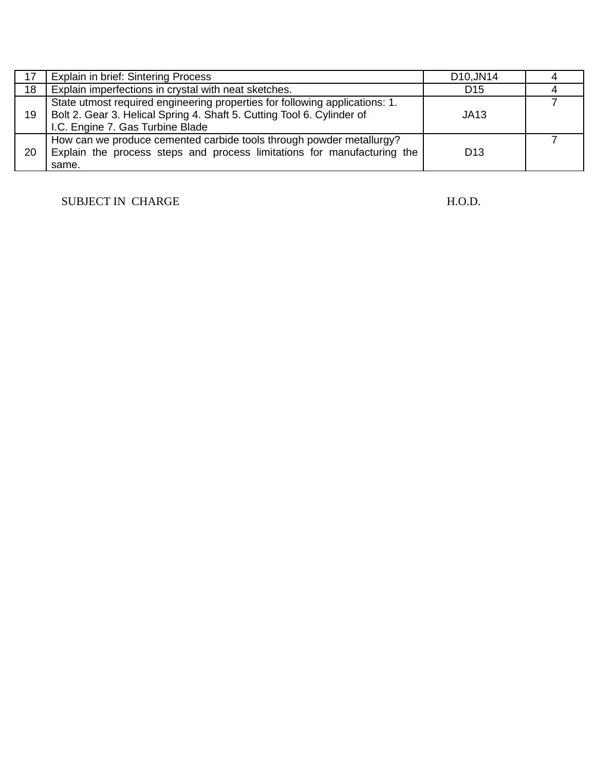| 17 | Explain in brief: Sintering Process | D10,JN14 | 4 |
|---|---|---|---|
| 18 | Explain imperfections in crystal with neat sketches. | D15 | 4 |
| 19 | State utmost required engineering properties for following applications: 1. Bolt 2. Gear 3. Helical Spring 4. Shaft 5. Cutting Tool 6. Cylinder of I.C. Engine 7. Gas Turbine Blade | JA13 | 7 |
| 20 | How can we produce cemented carbide tools through powder metallurgy? Explain the process steps and process limitations for manufacturing the same. | D13 | 7 |

SUBJECT IN CHARGE H.O.D.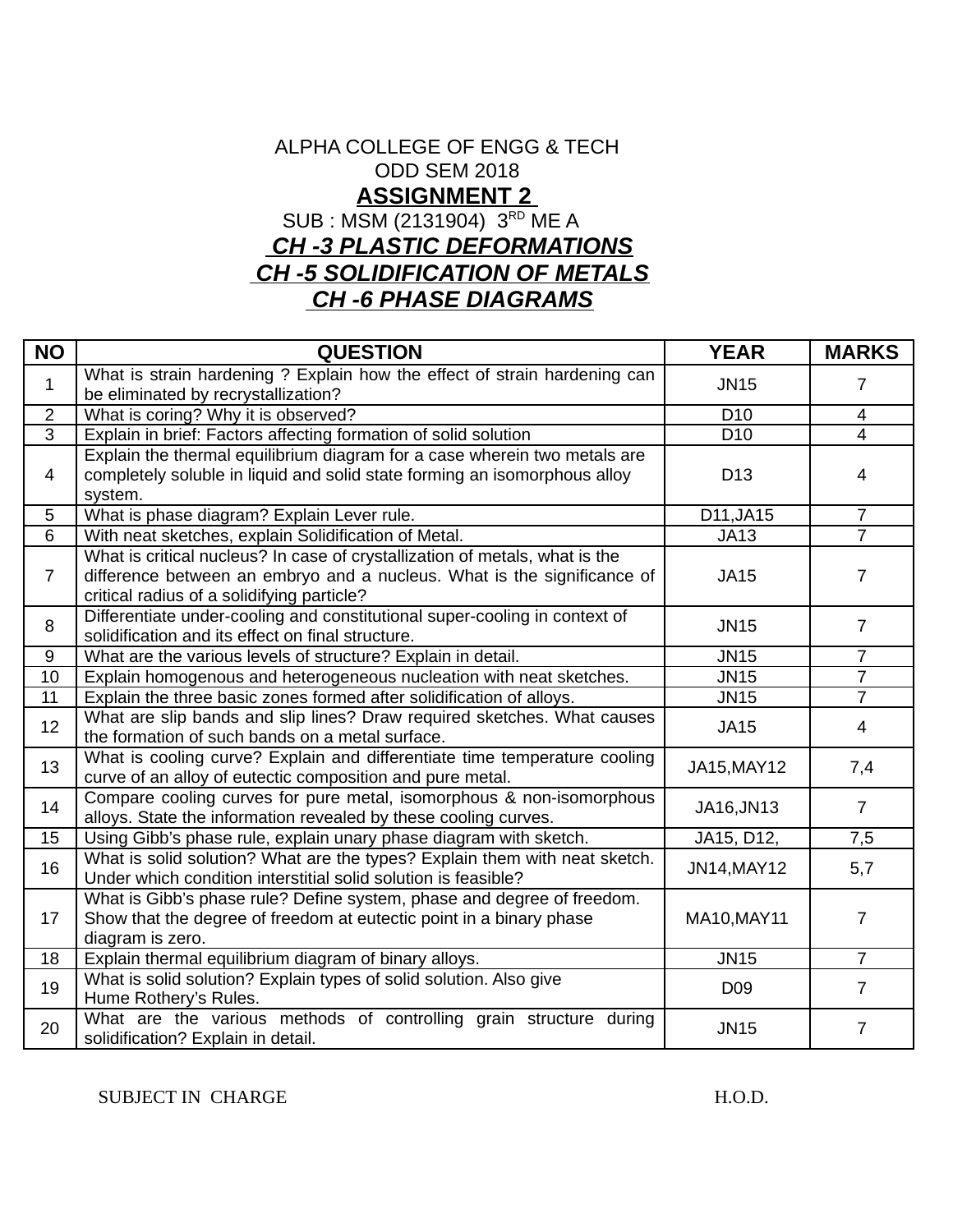ALPHA COLLEGE OF ENGG & TECH

ODD SEM 2018

# ASSIGNMENT 2

SUB : MSM (2131904) 3RD ME A

## *CH -3 PLASTIC DEFORMATIONS*

## *CH -5 SOLIDIFICATION OF METALS*

## *CH -6 PHASE DIAGRAMS*

| NO | QUESTION | YEAR | MARKS |
|---|---|---|---|
| 1 | What is strain hardening ? Explain how the effect of strain hardening can be eliminated by recrystallization? | JN15 | 7 |
| 2 | What is coring? Why it is observed? | D10 | 4 |
| 3 | Explain in brief: Factors affecting formation of solid solution | D10 | 4 |
| 4 | Explain the thermal equilibrium diagram for a case wherein two metals are completely soluble in liquid and solid state forming an isomorphous alloy system. | D13 | 4 |
| 5 | What is phase diagram? Explain Lever rule. | D11,JA15 | 7 |
| 6 | With neat sketches, explain Solidification of Metal. | JA13 | 7 |
| 7 | What is critical nucleus? In case of crystallization of metals, what is the difference between an embryo and a nucleus. What is the significance of critical radius of a solidifying particle? | JA15 | 7 |
| 8 | Differentiate under-cooling and constitutional super-cooling in context of solidification and its effect on final structure. | JN15 | 7 |
| 9 | What are the various levels of structure? Explain in detail. | JN15 | 7 |
| 10 | Explain homogenous and heterogeneous nucleation with neat sketches. | JN15 | 7 |
| 11 | Explain the three basic zones formed after solidification of alloys. | JN15 | 7 |
| 12 | What are slip bands and slip lines? Draw required sketches. What causes the formation of such bands on a metal surface. | JA15 | 4 |
| 13 | What is cooling curve? Explain and differentiate time temperature cooling curve of an alloy of eutectic composition and pure metal. | JA15,MAY12 | 7,4 |
| 14 | Compare cooling curves for pure metal, isomorphous & non-isomorphous alloys. State the information revealed by these cooling curves. | JA16,JN13 | 7 |
| 15 | Using Gibb's phase rule, explain unary phase diagram with sketch. | JA15, D12, | 7,5 |
| 16 | What is solid solution? What are the types? Explain them with neat sketch. Under which condition interstitial solid solution is feasible? | JN14,MAY12 | 5,7 |
| 17 | What is Gibb's phase rule? Define system, phase and degree of freedom. Show that the degree of freedom at eutectic point in a binary phase diagram is zero. | MA10,MAY11 | 7 |
| 18 | Explain thermal equilibrium diagram of binary alloys. | JN15 | 7 |
| 19 | What is solid solution? Explain types of solid solution. Also give Hume Rothery's Rules. | D09 | 7 |
| 20 | What are the various methods of controlling grain structure during solidification? Explain in detail. | JN15 | 7 |

SUBJECT IN CHARGE　　　　　　　　　　　　　　H.O.D.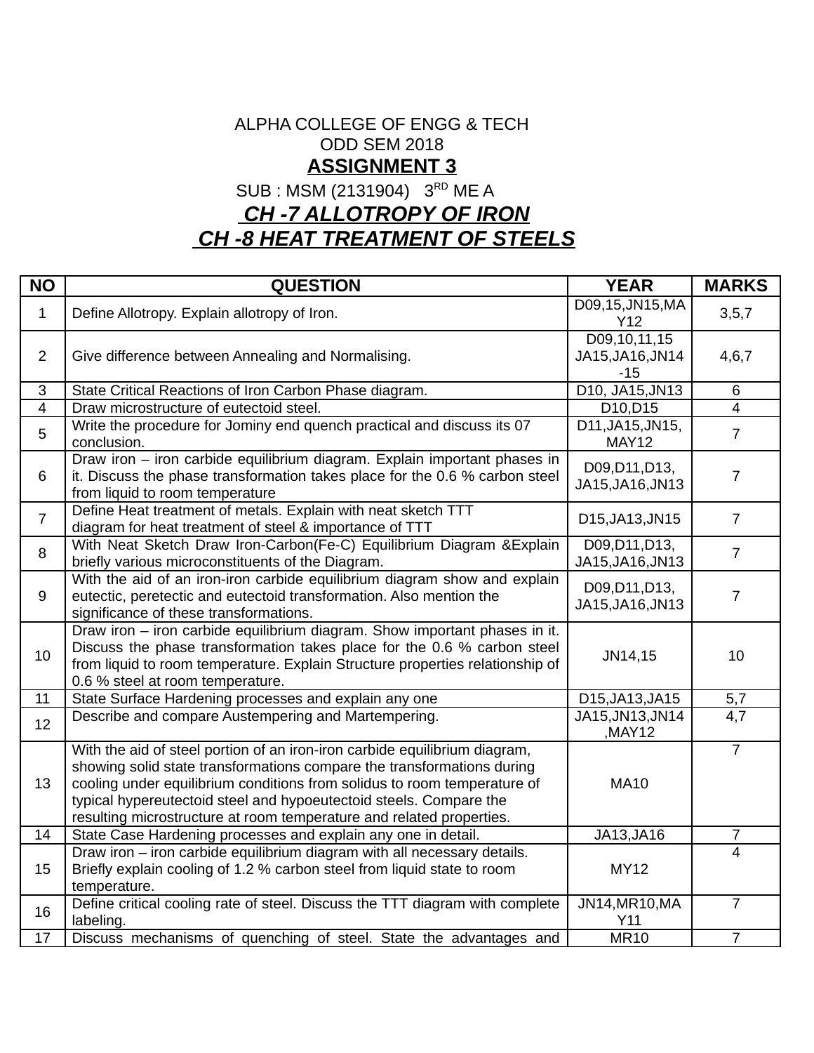ALPHA COLLEGE OF ENGG & TECH

ODD SEM 2018

**ASSIGNMENT 3**

SUB : MSM (2131904) 3RD ME A

***CH -7 ALLOTROPY OF IRON***

***CH -8 HEAT TREATMENT OF STEELS***

| NO | QUESTION | YEAR | MARKS |
|---|---|---|---|
| 1 | Define Allotropy. Explain allotropy of Iron. | D09,15,JN15,MAY12 | 3,5,7 |
| 2 | Give difference between Annealing and Normalising. | D09,10,11,15 JA15,JA16,JN14-15 | 4,6,7 |
| 3 | State Critical Reactions of Iron Carbon Phase diagram. | D10, JA15,JN13 | 6 |
| 4 | Draw microstructure of eutectoid steel. | D10,D15 | 4 |
| 5 | Write the procedure for Jominy end quench practical and discuss its 07 conclusion. | D11,JA15,JN15, MAY12 | 7 |
| 6 | Draw iron – iron carbide equilibrium diagram. Explain important phases in it. Discuss the phase transformation takes place for the 0.6 % carbon steel from liquid to room temperature | D09,D11,D13, JA15,JA16,JN13 | 7 |
| 7 | Define Heat treatment of metals. Explain with neat sketch TTT diagram for heat treatment of steel & importance of TTT | D15,JA13,JN15 | 7 |
| 8 | With Neat Sketch Draw Iron-Carbon(Fe-C) Equilibrium Diagram &Explain briefly various microconstituents of the Diagram. | D09,D11,D13, JA15,JA16,JN13 | 7 |
| 9 | With the aid of an iron-iron carbide equilibrium diagram show and explain eutectic, peretectic and eutectoid transformation. Also mention the significance of these transformations. | D09,D11,D13, JA15,JA16,JN13 | 7 |
| 10 | Draw iron – iron carbide equilibrium diagram. Show important phases in it. Discuss the phase transformation takes place for the 0.6 % carbon steel from liquid to room temperature. Explain Structure properties relationship of 0.6 % steel at room temperature. | JN14,15 | 10 |
| 11 | State Surface Hardening processes and explain any one | D15,JA13,JA15 | 5,7 |
| 12 | Describe and compare Austempering and Martempering. | JA15,JN13,JN14,MAY12 | 4,7 |
| 13 | With the aid of steel portion of an iron-iron carbide equilibrium diagram, showing solid state transformations compare the transformations during cooling under equilibrium conditions from solidus to room temperature of typical hypereutectoid steel and hypoeutectoid steels. Compare the resulting microstructure at room temperature and related properties. | MA10 | 7 |
| 14 | State Case Hardening processes and explain any one in detail. | JA13,JA16 | 7 |
| 15 | Draw iron – iron carbide equilibrium diagram with all necessary details. Briefly explain cooling of 1.2 % carbon steel from liquid state to room temperature. | MY12 | 4 |
| 16 | Define critical cooling rate of steel. Discuss the TTT diagram with complete labeling. | JN14,MR10,MAY11 | 7 |
| 17 | Discuss mechanisms of quenching of steel. State the advantages and | MR10 | 7 |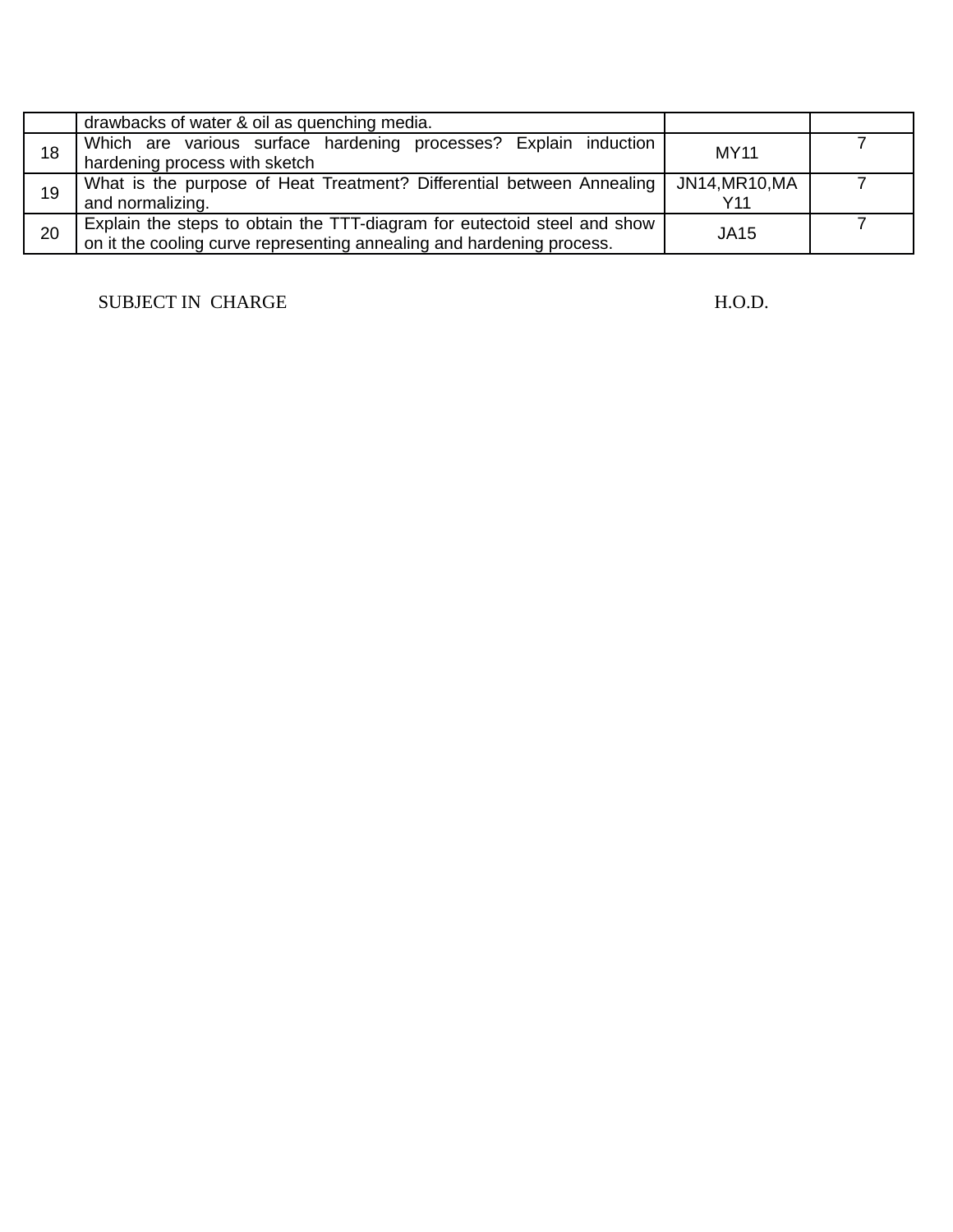| | | | |
|---|---|---|---|
| | drawbacks of water & oil as quenching media. | | |
| 18 | Which are various surface hardening processes? Explain induction hardening process with sketch | MY11 | 7 |
| 19 | What is the purpose of Heat Treatment? Differential between Annealing and normalizing. | JN14,MR10,MAY11 | 7 |
| 20 | Explain the steps to obtain the TTT-diagram for eutectoid steel and show on it the cooling curve representing annealing and hardening process. | JA15 | 7 |

SUBJECT IN CHARGE H.O.D.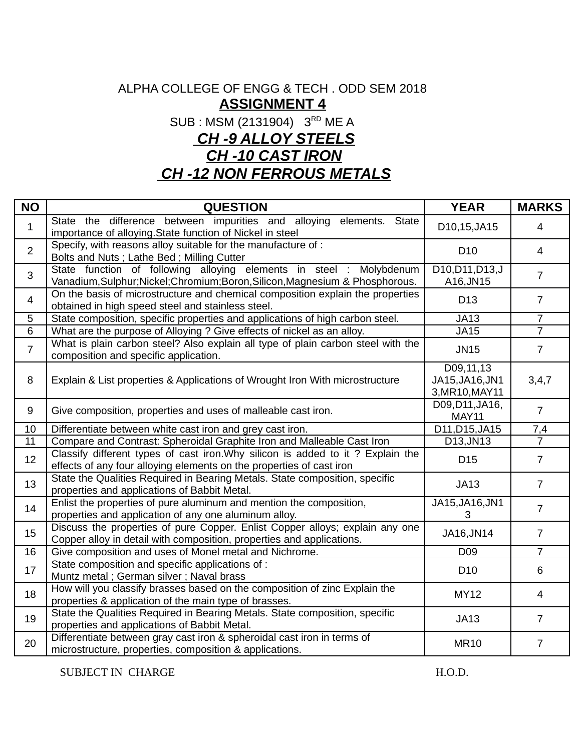ALPHA COLLEGE OF ENGG & TECH . ODD SEM 2018

**ASSIGNMENT 4**

SUB : MSM (2131904) 3$^{RD}$ ME A

***CH -9 ALLOY STEELS***

***CH -10 CAST IRON***

***CH -12 NON FERROUS METALS***

| NO | QUESTION | YEAR | MARKS |
|---|---|---|---|
| 1 | State the difference between impurities and alloying elements. State importance of alloying.State function of Nickel in steel | D10,15,JA15 | 4 |
| 2 | Specify, with reasons alloy suitable for the manufacture of : Bolts and Nuts ; Lathe Bed ; Milling Cutter | D10 | 4 |
| 3 | State function of following alloying elements in steel : Molybdenum Vanadium,Sulphur;Nickel;Chromium;Boron,Silicon,Magnesium & Phosphorous. | D10,D11,D13,JA16,JN15 | 7 |
| 4 | On the basis of microstructure and chemical composition explain the properties obtained in high speed steel and stainless steel. | D13 | 7 |
| 5 | State composition, specific properties and applications of high carbon steel. | JA13 | 7 |
| 6 | What are the purpose of Alloying ? Give effects of nickel as an alloy. | JA15 | 7 |
| 7 | What is plain carbon steel? Also explain all type of plain carbon steel with the composition and specific application. | JN15 | 7 |
| 8 | Explain & List properties & Applications of Wrought Iron With microstructure | D09,11,13 JA15,JA16,JN13,MR10,MAY11 | 3,4,7 |
| 9 | Give composition, properties and uses of malleable cast iron. | D09,D11,JA16, MAY11 | 7 |
| 10 | Differentiate between white cast iron and grey cast iron. | D11,D15,JA15 | 7,4 |
| 11 | Compare and Contrast: Spheroidal Graphite Iron and Malleable Cast Iron | D13,JN13 | 7 |
| 12 | Classify different types of cast iron.Why silicon is added to it ? Explain the effects of any four alloying elements on the properties of cast iron | D15 | 7 |
| 13 | State the Qualities Required in Bearing Metals. State composition, specific properties and applications of Babbit Metal. | JA13 | 7 |
| 14 | Enlist the properties of pure aluminum and mention the composition, properties and application of any one aluminum alloy. | JA15,JA16,JN13 | 7 |
| 15 | Discuss the properties of pure Copper. Enlist Copper alloys; explain any one Copper alloy in detail with composition, properties and applications. | JA16,JN14 | 7 |
| 16 | Give composition and uses of Monel metal and Nichrome. | D09 | 7 |
| 17 | State composition and specific applications of : Muntz metal ; German silver ; Naval brass | D10 | 6 |
| 18 | How will you classify brasses based on the composition of zinc Explain the properties & application of the main type of brasses. | MY12 | 4 |
| 19 | State the Qualities Required in Bearing Metals. State composition, specific properties and applications of Babbit Metal. | JA13 | 7 |
| 20 | Differentiate between gray cast iron & spheroidal cast iron in terms of microstructure, properties, composition & applications. | MR10 | 7 |

SUBJECT IN CHARGE H.O.D.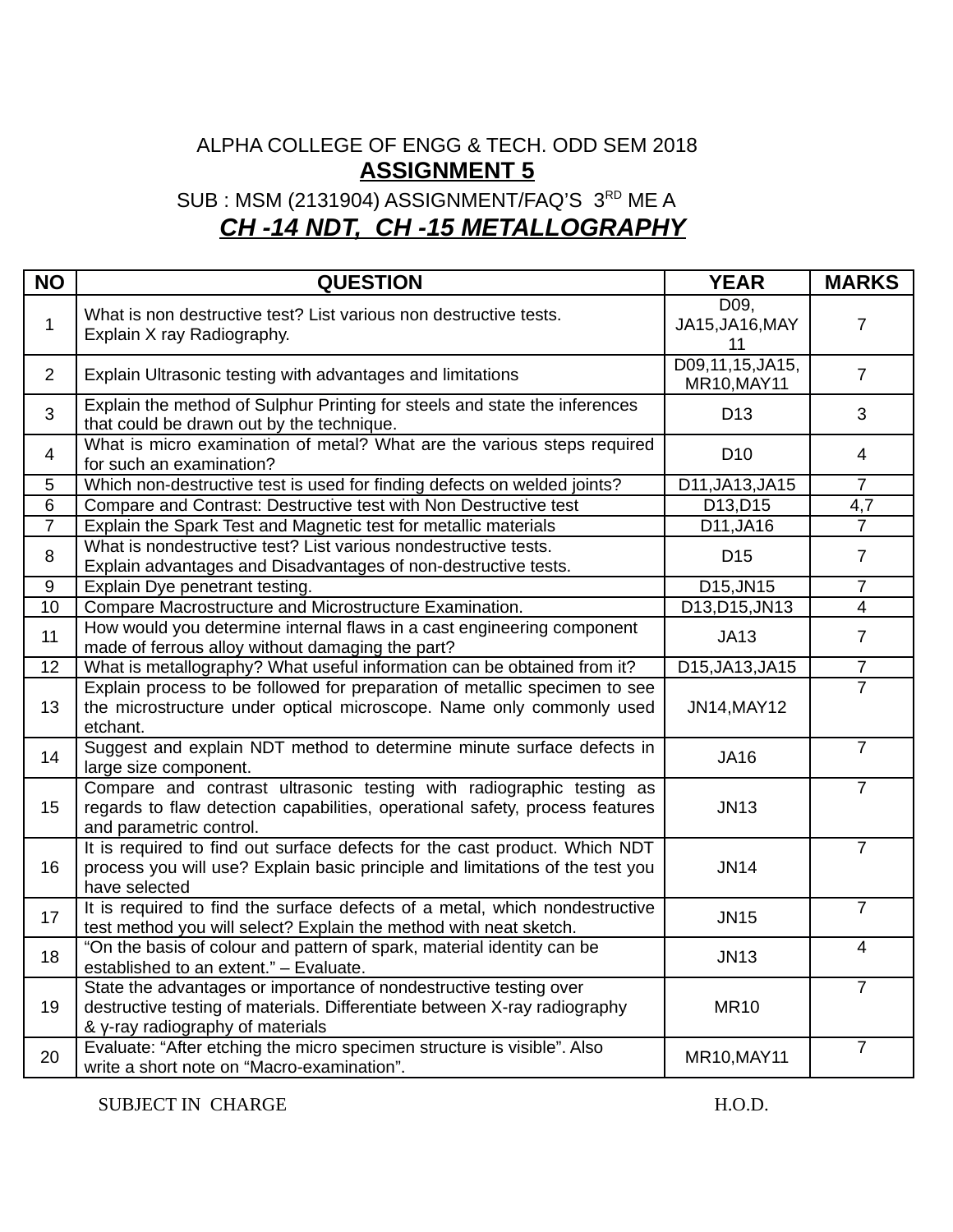ALPHA COLLEGE OF ENGG & TECH. ODD SEM 2018

# ASSIGNMENT 5

SUB : MSM (2131904) ASSIGNMENT/FAQ'S 3RD ME A

## *CH -14 NDT, CH -15 METALLOGRAPHY*

| NO | QUESTION | YEAR | MARKS |
|---|---|---|---|
| 1 | What is non destructive test? List various non destructive tests. Explain X ray Radiography. | D09, JA15,JA16,MAY 11 | 7 |
| 2 | Explain Ultrasonic testing with advantages and limitations | D09,11,15,JA15, MR10,MAY11 | 7 |
| 3 | Explain the method of Sulphur Printing for steels and state the inferences that could be drawn out by the technique. | D13 | 3 |
| 4 | What is micro examination of metal? What are the various steps required for such an examination? | D10 | 4 |
| 5 | Which non-destructive test is used for finding defects on welded joints? | D11,JA13,JA15 | 7 |
| 6 | Compare and Contrast: Destructive test with Non Destructive test | D13,D15 | 4,7 |
| 7 | Explain the Spark Test and Magnetic test for metallic materials | D11,JA16 | 7 |
| 8 | What is nondestructive test? List various nondestructive tests. Explain advantages and Disadvantages of non-destructive tests. | D15 | 7 |
| 9 | Explain Dye penetrant testing. | D15,JN15 | 7 |
| 10 | Compare Macrostructure and Microstructure Examination. | D13,D15,JN13 | 4 |
| 11 | How would you determine internal flaws in a cast engineering component made of ferrous alloy without damaging the part? | JA13 | 7 |
| 12 | What is metallography? What useful information can be obtained from it? | D15,JA13,JA15 | 7 |
| 13 | Explain process to be followed for preparation of metallic specimen to see the microstructure under optical microscope. Name only commonly used etchant. | JN14,MAY12 | 7 |
| 14 | Suggest and explain NDT method to determine minute surface defects in large size component. | JA16 | 7 |
| 15 | Compare and contrast ultrasonic testing with radiographic testing as regards to flaw detection capabilities, operational safety, process features and parametric control. | JN13 | 7 |
| 16 | It is required to find out surface defects for the cast product. Which NDT process you will use? Explain basic principle and limitations of the test you have selected | JN14 | 7 |
| 17 | It is required to find the surface defects of a metal, which nondestructive test method you will select? Explain the method with neat sketch. | JN15 | 7 |
| 18 | "On the basis of colour and pattern of spark, material identity can be established to an extent." – Evaluate. | JN13 | 4 |
| 19 | State the advantages or importance of nondestructive testing over destructive testing of materials. Differentiate between X-ray radiography & γ-ray radiography of materials | MR10 | 7 |
| 20 | Evaluate: "After etching the micro specimen structure is visible". Also write a short note on "Macro-examination". | MR10,MAY11 | 7 |

SUBJECT IN CHARGE H.O.D.